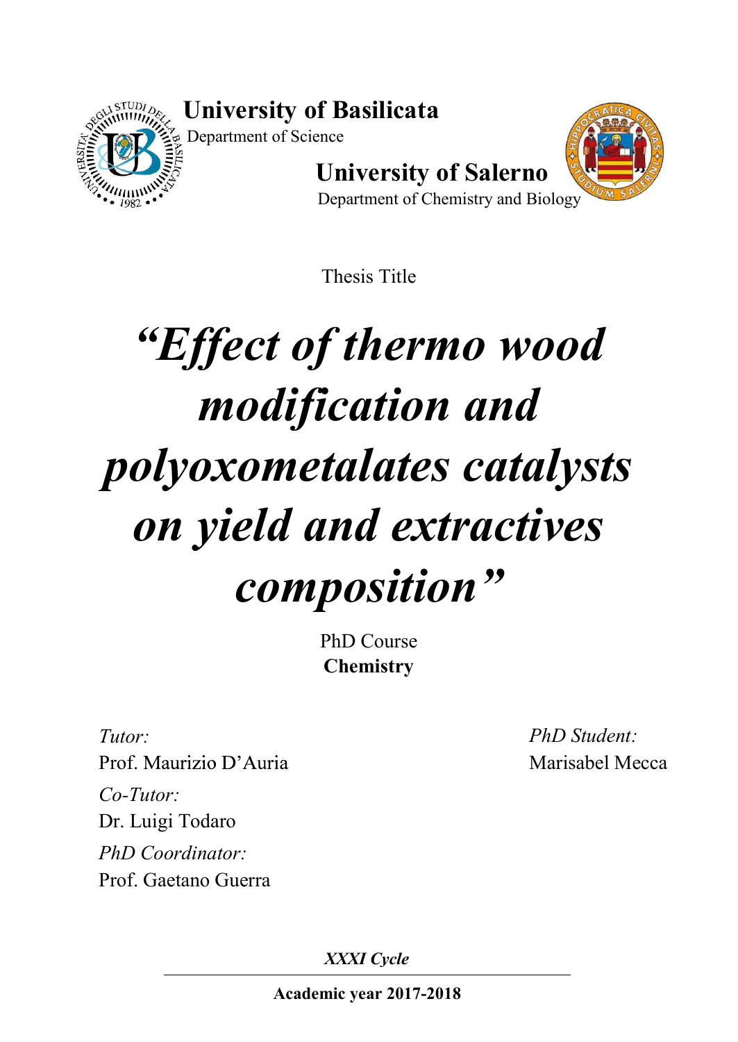**University of Basilicata**
Department of Science

**University of Salerno**
Department of Chemistry and Biology

Thesis Title

# *"Effect of thermo wood modification and polyoxometalates catalysts on yield and extractives composition"*

PhD Course
**Chemistry**

*Tutor:*
Prof. Maurizio D'Auria

*Co-Tutor:*
Dr. Luigi Todaro

*PhD Coordinator:*
Prof. Gaetano Guerra

*PhD Student:*
Marisabel Mecca

***XXXI Cycle***

**Academic year 2017-2018**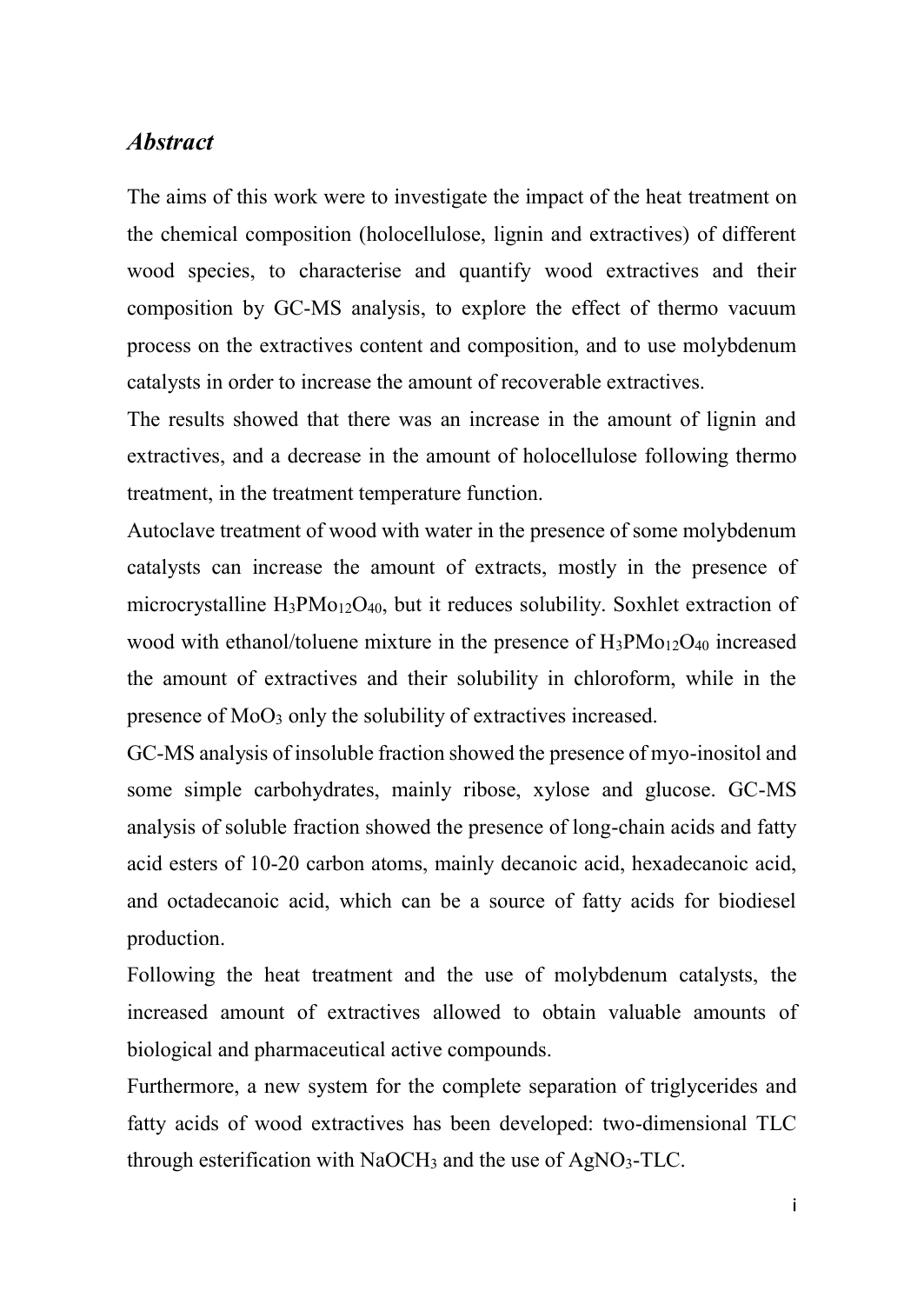### *Abstract*

The aims of this work were to investigate the impact of the heat treatment on the chemical composition (holocellulose, lignin and extractives) of different wood species, to characterise and quantify wood extractives and their composition by GC-MS analysis, to explore the effect of thermo vacuum process on the extractives content and composition, and to use molybdenum catalysts in order to increase the amount of recoverable extractives.

The results showed that there was an increase in the amount of lignin and extractives, and a decrease in the amount of holocellulose following thermo treatment, in the treatment temperature function.

Autoclave treatment of wood with water in the presence of some molybdenum catalysts can increase the amount of extracts, mostly in the presence of microcrystalline $H_3PMo_{12}O_{40}$, but it reduces solubility. Soxhlet extraction of wood with ethanol/toluene mixture in the presence of $H_3PMo_{12}O_{40}$ increased the amount of extractives and their solubility in chloroform, while in the presence of $MoO_3$ only the solubility of extractives increased.

GC-MS analysis of insoluble fraction showed the presence of myo-inositol and some simple carbohydrates, mainly ribose, xylose and glucose. GC-MS analysis of soluble fraction showed the presence of long-chain acids and fatty acid esters of 10-20 carbon atoms, mainly decanoic acid, hexadecanoic acid, and octadecanoic acid, which can be a source of fatty acids for biodiesel production.

Following the heat treatment and the use of molybdenum catalysts, the increased amount of extractives allowed to obtain valuable amounts of biological and pharmaceutical active compounds.

Furthermore, a new system for the complete separation of triglycerides and fatty acids of wood extractives has been developed: two-dimensional TLC through esterification with $NaOCH_3$ and the use of $AgNO_3$-TLC.